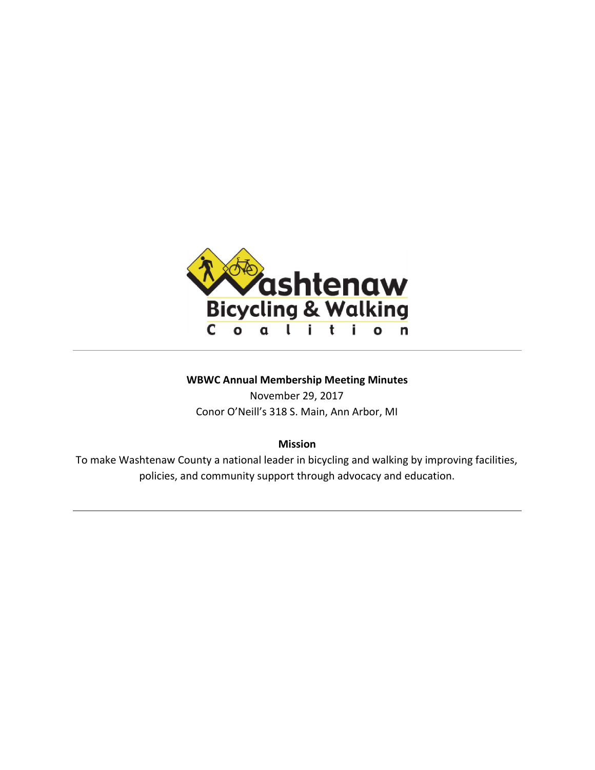**WBWC Annual Membership Meeting Minutes**

November 29, 2017

Conor O'Neill's 318 S. Main, Ann Arbor, MI

**Mission**

To make Washtenaw County a national leader in bicycling and walking by improving facilities, policies, and community support through advocacy and education.

---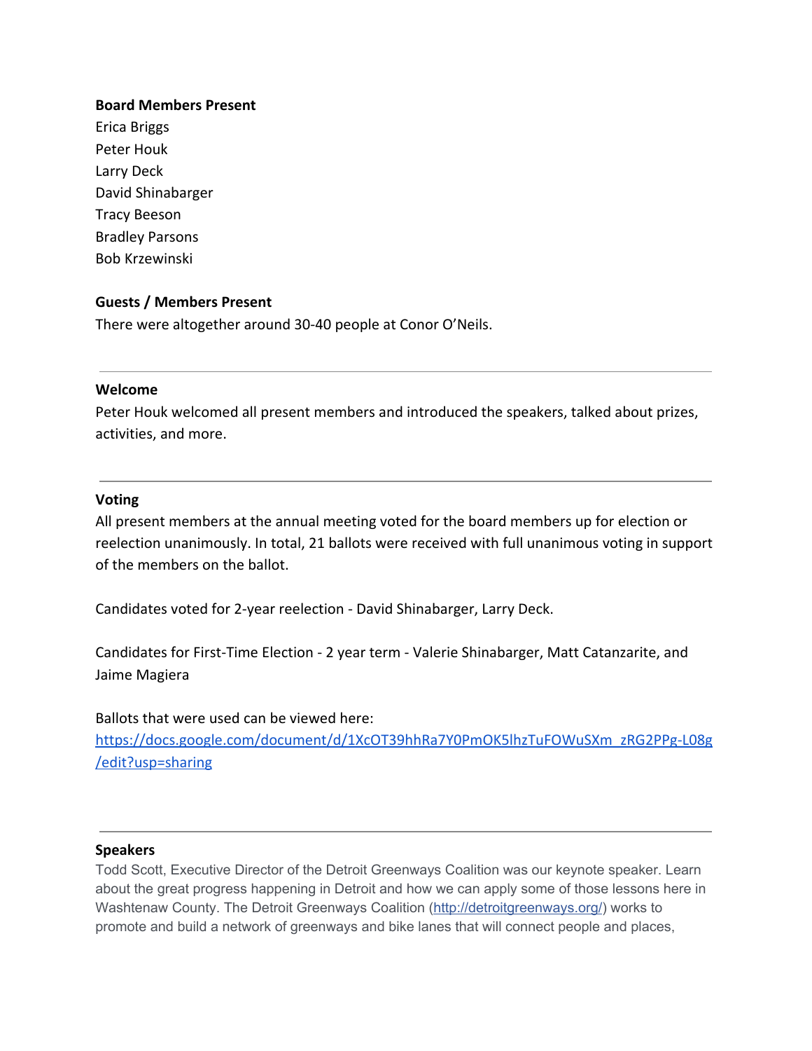**Board Members Present**

Erica Briggs
Peter Houk
Larry Deck
David Shinabarger
Tracy Beeson
Bradley Parsons
Bob Krzewinski

**Guests / Members Present**

There were altogether around 30-40 people at Conor O'Neils.

---

**Welcome**

Peter Houk welcomed all present members and introduced the speakers, talked about prizes, activities, and more.

---

**Voting**

All present members at the annual meeting voted for the board members up for election or reelection unanimously. In total, 21 ballots were received with full unanimous voting in support of the members on the ballot.

Candidates voted for 2-year reelection - David Shinabarger, Larry Deck.

Candidates for First-Time Election - 2 year term - Valerie Shinabarger, Matt Catanzarite, and Jaime Magiera

Ballots that were used can be viewed here:
[https://docs.google.com/document/d/1XcOT39hhRa7Y0PmOK5lhzTuFOWuSXm_zRG2PPg-L08g/edit?usp=sharing](https://docs.google.com/document/d/1XcOT39hhRa7Y0PmOK5lhzTuFOWuSXm_zRG2PPg-L08g/edit?usp=sharing)

---

**Speakers**

Todd Scott, Executive Director of the Detroit Greenways Coalition was our keynote speaker. Learn about the great progress happening in Detroit and how we can apply some of those lessons here in Washtenaw County. The Detroit Greenways Coalition ([http://detroitgreenways.org/](http://detroitgreenways.org/)) works to promote and build a network of greenways and bike lanes that will connect people and places,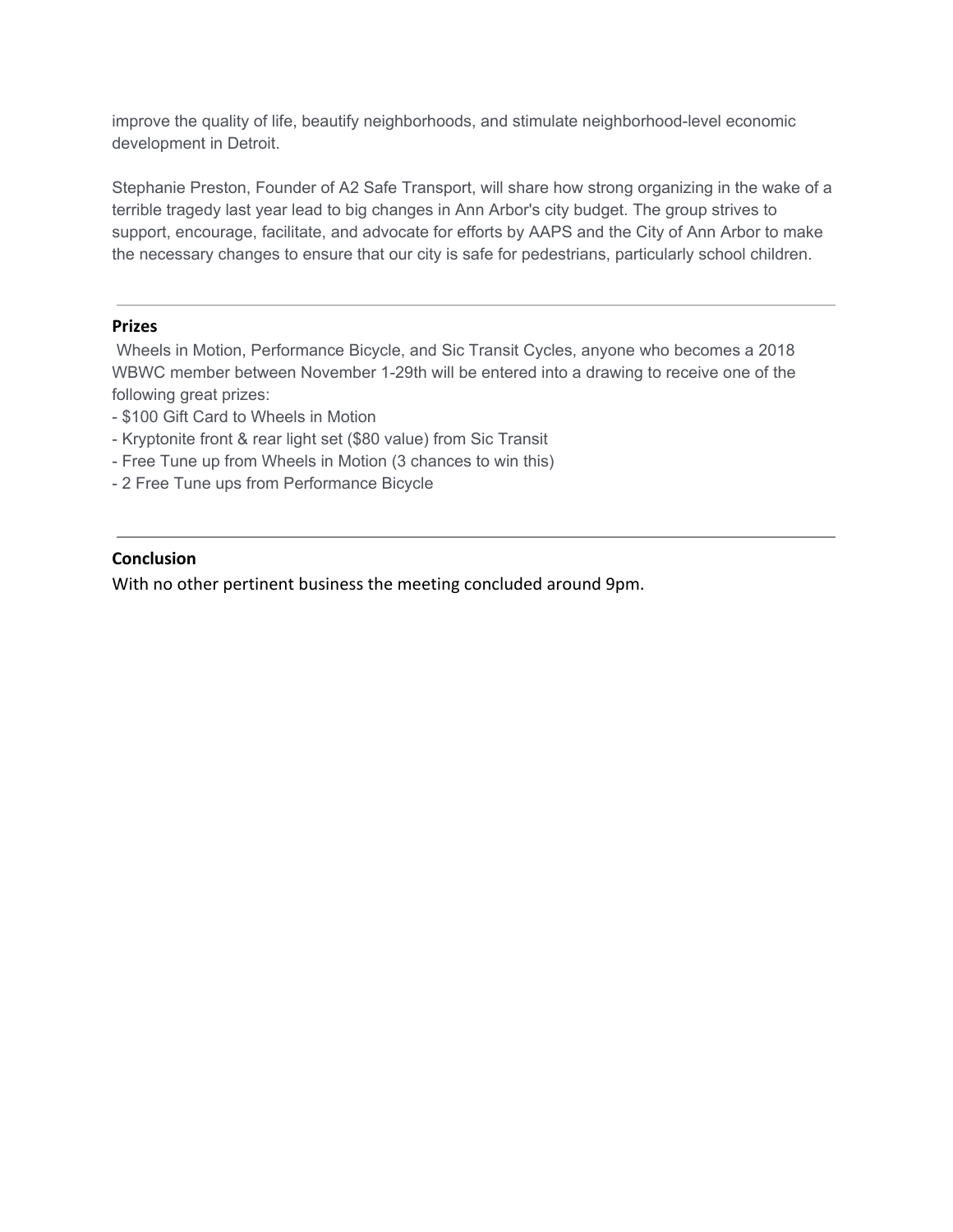improve the quality of life, beautify neighborhoods, and stimulate neighborhood-level economic development in Detroit.

Stephanie Preston, Founder of A2 Safe Transport, will share how strong organizing in the wake of a terrible tragedy last year lead to big changes in Ann Arbor's city budget. The group strives to support, encourage, facilitate, and advocate for efforts by AAPS and the City of Ann Arbor to make the necessary changes to ensure that our city is safe for pedestrians, particularly school children.

---

**Prizes**

Wheels in Motion, Performance Bicycle, and Sic Transit Cycles, anyone who becomes a 2018 WBWC member between November 1-29th will be entered into a drawing to receive one of the following great prizes:

- $100 Gift Card to Wheels in Motion
- Kryptonite front & rear light set ($80 value) from Sic Transit
- Free Tune up from Wheels in Motion (3 chances to win this)
- 2 Free Tune ups from Performance Bicycle

---

**Conclusion**

With no other pertinent business the meeting concluded around 9pm.